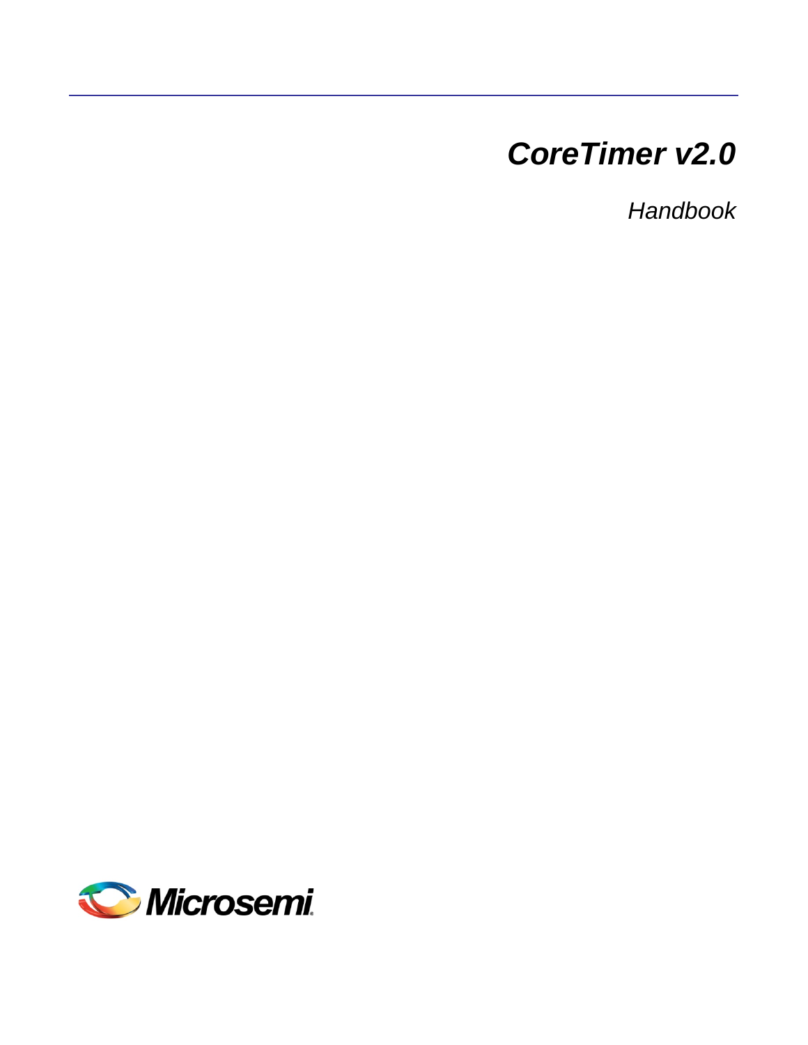# *CoreTimer v2.0*

*Handbook*

Microsemi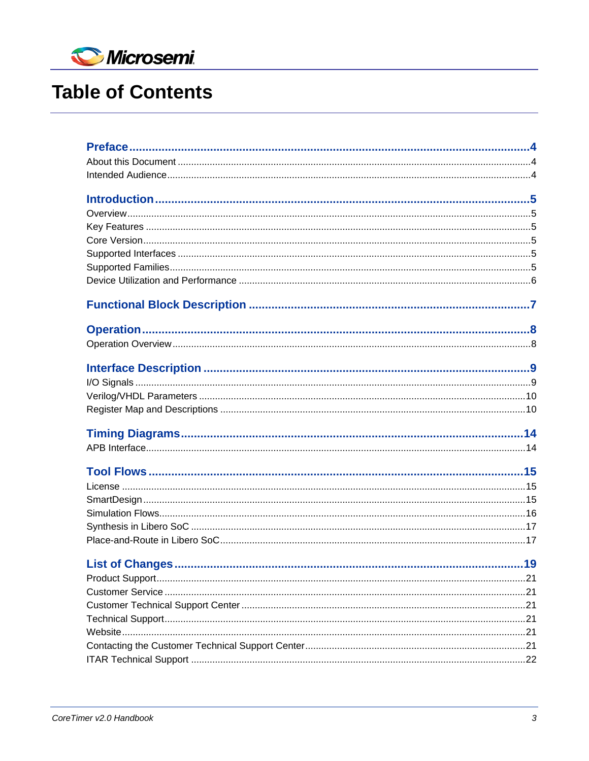# Table of Contents

**Preface** .......... 4
- About this Document .......... 4
- Intended Audience .......... 4

**Introduction** .......... 5
- Overview .......... 5
- Key Features .......... 5
- Core Version .......... 5
- Supported Interfaces .......... 5
- Supported Families .......... 5
- Device Utilization and Performance .......... 6

**Functional Block Description** .......... 7

**Operation** .......... 8
- Operation Overview .......... 8

**Interface Description** .......... 9
- I/O Signals .......... 9
- Verilog/VHDL Parameters .......... 10
- Register Map and Descriptions .......... 10

**Timing Diagrams** .......... 14
- APB Interface .......... 14

**Tool Flows** .......... 15
- License .......... 15
- SmartDesign .......... 15
- Simulation Flows .......... 16
- Synthesis in Libero SoC .......... 17
- Place-and-Route in Libero SoC .......... 17

**List of Changes** .......... 19
- Product Support .......... 21
- Customer Service .......... 21
- Customer Technical Support Center .......... 21
- Technical Support .......... 21
- Website .......... 21
- Contacting the Customer Technical Support Center .......... 21
- ITAR Technical Support .......... 22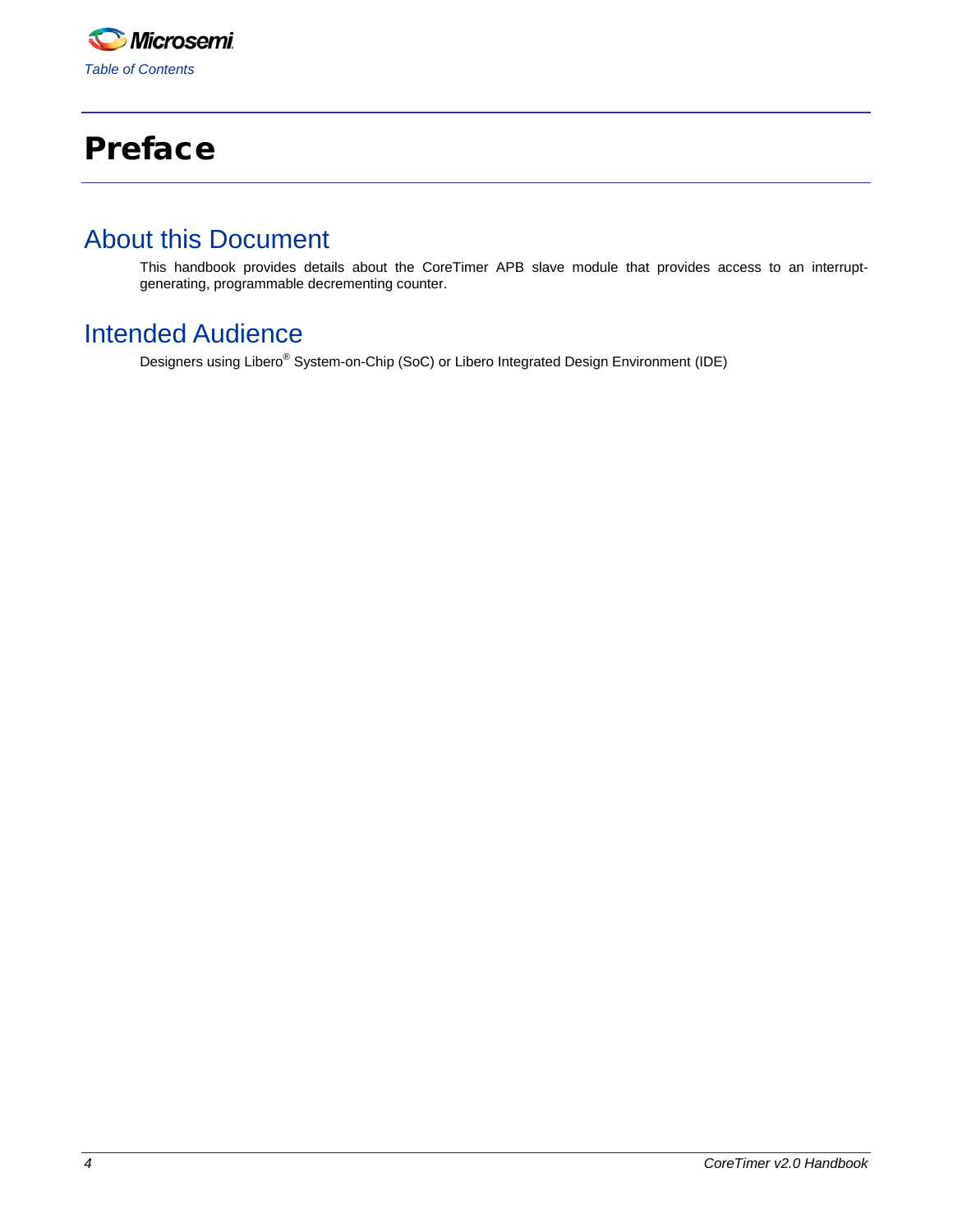# Preface

## About this Document

This handbook provides details about the CoreTimer APB slave module that provides access to an interrupt-generating, programmable decrementing counter.

## Intended Audience

Designers using Libero® System-on-Chip (SoC) or Libero Integrated Design Environment (IDE)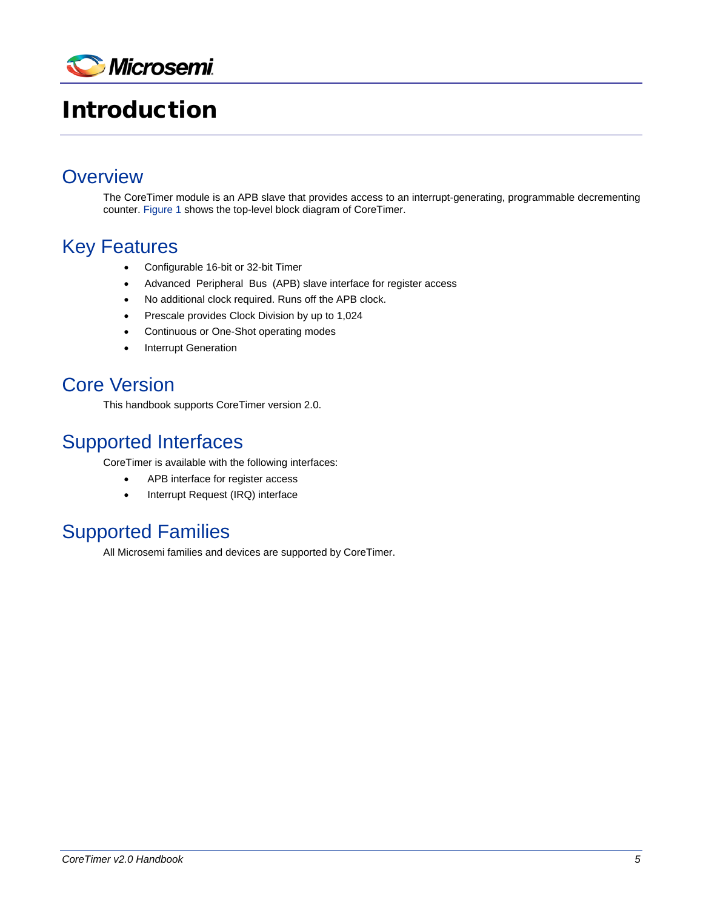# Introduction

## Overview

The CoreTimer module is an APB slave that provides access to an interrupt-generating, programmable decrementing counter. Figure 1 shows the top-level block diagram of CoreTimer.

## Key Features

- Configurable 16-bit or 32-bit Timer
- Advanced Peripheral Bus (APB) slave interface for register access
- No additional clock required. Runs off the APB clock.
- Prescale provides Clock Division by up to 1,024
- Continuous or One-Shot operating modes
- Interrupt Generation

## Core Version

This handbook supports CoreTimer version 2.0.

## Supported Interfaces

CoreTimer is available with the following interfaces:

- APB interface for register access
- Interrupt Request (IRQ) interface

## Supported Families

All Microsemi families and devices are supported by CoreTimer.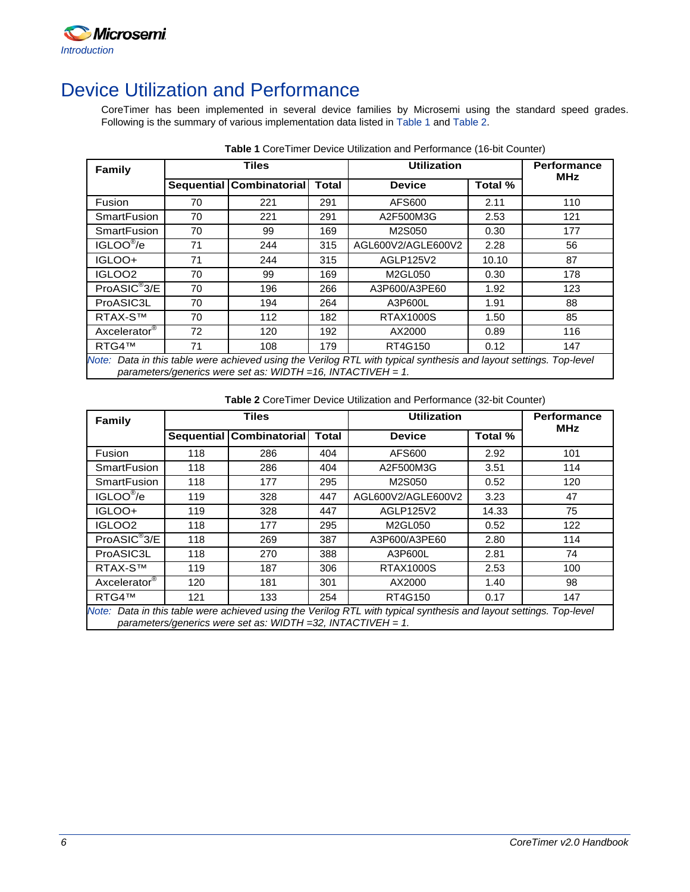# Device Utilization and Performance

CoreTimer has been implemented in several device families by Microsemi using the standard speed grades. Following is the summary of various implementation data listed in Table 1 and Table 2.

**Table 1** CoreTimer Device Utilization and Performance (16-bit Counter)

| Family | Tiles | | | Utilization | | Performance MHz |
|---|---|---|---|---|---|---|
| | Sequential | Combinatorial | Total | Device | Total % | |
| Fusion | 70 | 221 | 291 | AFS600 | 2.11 | 110 |
| SmartFusion | 70 | 221 | 291 | A2F500M3G | 2.53 | 121 |
| SmartFusion | 70 | 99 | 169 | M2S050 | 0.30 | 177 |
| IGLOO®/e | 71 | 244 | 315 | AGL600V2/AGLE600V2 | 2.28 | 56 |
| IGLOO+ | 71 | 244 | 315 | AGLP125V2 | 10.10 | 87 |
| IGLOO2 | 70 | 99 | 169 | M2GL050 | 0.30 | 178 |
| ProASIC®3/E | 70 | 196 | 266 | A3P600/A3PE60 | 1.92 | 123 |
| ProASIC3L | 70 | 194 | 264 | A3P600L | 1.91 | 88 |
| RTAX-S™ | 70 | 112 | 182 | RTAX1000S | 1.50 | 85 |
| Axcelerator® | 72 | 120 | 192 | AX2000 | 0.89 | 116 |
| RTG4™ | 71 | 108 | 179 | RT4G150 | 0.12 | 147 |

*Note: Data in this table were achieved using the Verilog RTL with typical synthesis and layout settings. Top-level parameters/generics were set as: WIDTH =16, INTACTIVEH = 1.*

**Table 2** CoreTimer Device Utilization and Performance (32-bit Counter)

| Family | Tiles | | | Utilization | | Performance MHz |
|---|---|---|---|---|---|---|
| | Sequential | Combinatorial | Total | Device | Total % | |
| Fusion | 118 | 286 | 404 | AFS600 | 2.92 | 101 |
| SmartFusion | 118 | 286 | 404 | A2F500M3G | 3.51 | 114 |
| SmartFusion | 118 | 177 | 295 | M2S050 | 0.52 | 120 |
| IGLOO®/e | 119 | 328 | 447 | AGL600V2/AGLE600V2 | 3.23 | 47 |
| IGLOO+ | 119 | 328 | 447 | AGLP125V2 | 14.33 | 75 |
| IGLOO2 | 118 | 177 | 295 | M2GL050 | 0.52 | 122 |
| ProASIC®3/E | 118 | 269 | 387 | A3P600/A3PE60 | 2.80 | 114 |
| ProASIC3L | 118 | 270 | 388 | A3P600L | 2.81 | 74 |
| RTAX-S™ | 119 | 187 | 306 | RTAX1000S | 2.53 | 100 |
| Axcelerator® | 120 | 181 | 301 | AX2000 | 1.40 | 98 |
| RTG4™ | 121 | 133 | 254 | RT4G150 | 0.17 | 147 |

*Note: Data in this table were achieved using the Verilog RTL with typical synthesis and layout settings. Top-level parameters/generics were set as: WIDTH =32, INTACTIVEH = 1.*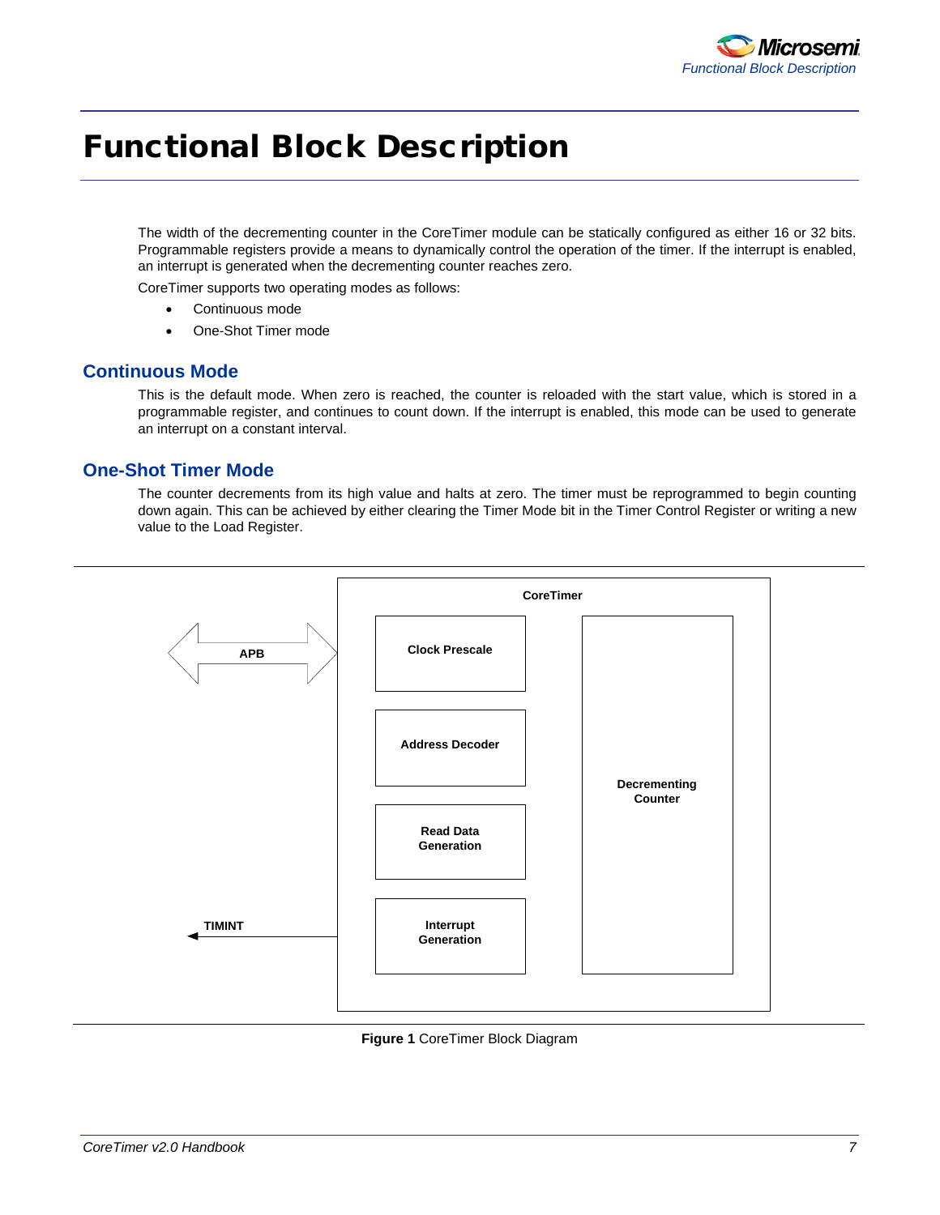# Functional Block Description

The width of the decrementing counter in the CoreTimer module can be statically configured as either 16 or 32 bits. Programmable registers provide a means to dynamically control the operation of the timer. If the interrupt is enabled, an interrupt is generated when the decrementing counter reaches zero.

CoreTimer supports two operating modes as follows:

- Continuous mode
- One-Shot Timer mode

## Continuous Mode

This is the default mode. When zero is reached, the counter is reloaded with the start value, which is stored in a programmable register, and continues to count down. If the interrupt is enabled, this mode can be used to generate an interrupt on a constant interval.

## One-Shot Timer Mode

The counter decrements from its high value and halts at zero. The timer must be reprogrammed to begin counting down again. This can be achieved by either clearing the Timer Mode bit in the Timer Control Register or writing a new value to the Load Register.

CoreTimer

APB

Clock Prescale

Address Decoder

Read Data Generation

Interrupt Generation

Decrementing Counter

TIMINT

**Figure 1** CoreTimer Block Diagram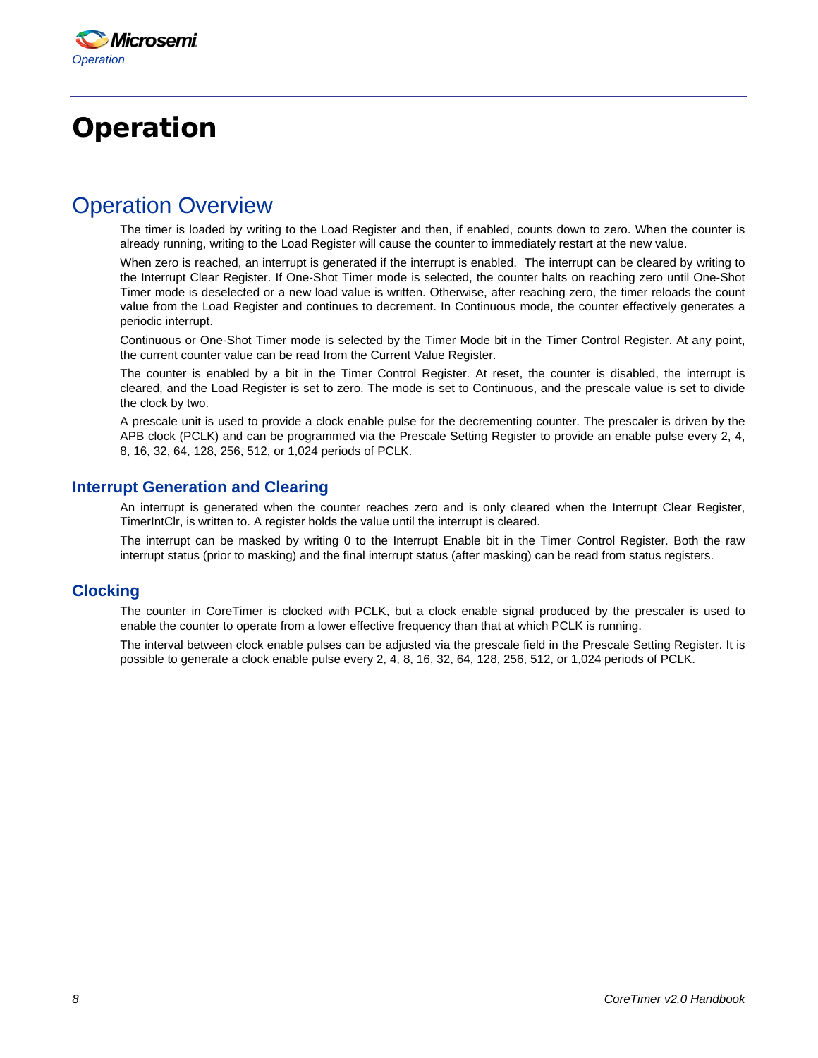# Operation

## Operation Overview

The timer is loaded by writing to the Load Register and then, if enabled, counts down to zero. When the counter is already running, writing to the Load Register will cause the counter to immediately restart at the new value.

When zero is reached, an interrupt is generated if the interrupt is enabled. The interrupt can be cleared by writing to the Interrupt Clear Register. If One-Shot Timer mode is selected, the counter halts on reaching zero until One-Shot Timer mode is deselected or a new load value is written. Otherwise, after reaching zero, the timer reloads the count value from the Load Register and continues to decrement. In Continuous mode, the counter effectively generates a periodic interrupt.

Continuous or One-Shot Timer mode is selected by the Timer Mode bit in the Timer Control Register. At any point, the current counter value can be read from the Current Value Register.

The counter is enabled by a bit in the Timer Control Register. At reset, the counter is disabled, the interrupt is cleared, and the Load Register is set to zero. The mode is set to Continuous, and the prescale value is set to divide the clock by two.

A prescale unit is used to provide a clock enable pulse for the decrementing counter. The prescaler is driven by the APB clock (PCLK) and can be programmed via the Prescale Setting Register to provide an enable pulse every 2, 4, 8, 16, 32, 64, 128, 256, 512, or 1,024 periods of PCLK.

### Interrupt Generation and Clearing

An interrupt is generated when the counter reaches zero and is only cleared when the Interrupt Clear Register, TimerIntClr, is written to. A register holds the value until the interrupt is cleared.

The interrupt can be masked by writing 0 to the Interrupt Enable bit in the Timer Control Register. Both the raw interrupt status (prior to masking) and the final interrupt status (after masking) can be read from status registers.

### Clocking

The counter in CoreTimer is clocked with PCLK, but a clock enable signal produced by the prescaler is used to enable the counter to operate from a lower effective frequency than that at which PCLK is running.

The interval between clock enable pulses can be adjusted via the prescale field in the Prescale Setting Register. It is possible to generate a clock enable pulse every 2, 4, 8, 16, 32, 64, 128, 256, 512, or 1,024 periods of PCLK.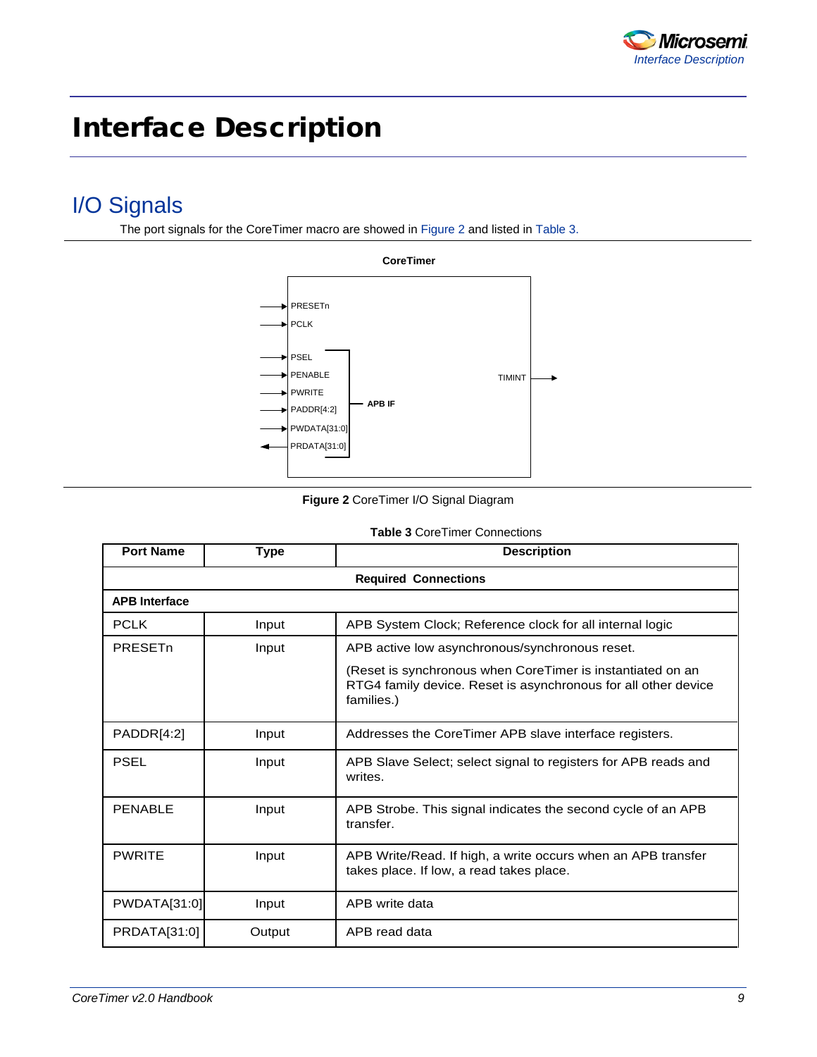# Interface Description

## I/O Signals

The port signals for the CoreTimer macro are showed in Figure 2 and listed in Table 3.

**Figure 2** CoreTimer I/O Signal Diagram

**Table 3** CoreTimer Connections

| Port Name | Type | Description |
|---|---|---|
| **Required Connections** | | |
| **APB Interface** | | |
| PCLK | Input | APB System Clock; Reference clock for all internal logic |
| PRESETn | Input | APB active low asynchronous/synchronous reset.<br><br>(Reset is synchronous when CoreTimer is instantiated on an RTG4 family device. Reset is asynchronous for all other device families.) |
| PADDR[4:2] | Input | Addresses the CoreTimer APB slave interface registers. |
| PSEL | Input | APB Slave Select; select signal to registers for APB reads and writes. |
| PENABLE | Input | APB Strobe. This signal indicates the second cycle of an APB transfer. |
| PWRITE | Input | APB Write/Read. If high, a write occurs when an APB transfer takes place. If low, a read takes place. |
| PWDATA[31:0] | Input | APB write data |
| PRDATA[31:0] | Output | APB read data |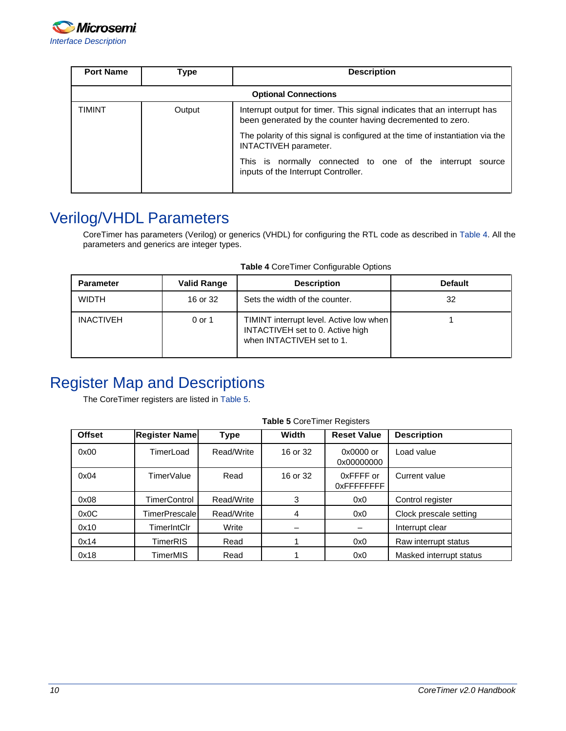| Port Name | Type | Description |
|---|---|---|
| **Optional Connections** | | |
| TIMINT | Output | Interrupt output for timer. This signal indicates that an interrupt has been generated by the counter having decremented to zero.<br><br>The polarity of this signal is configured at the time of instantiation via the INTACTIVEH parameter.<br><br>This is normally connected to one of the interrupt source inputs of the Interrupt Controller. |

# Verilog/VHDL Parameters

CoreTimer has parameters (Verilog) or generics (VHDL) for configuring the RTL code as described in Table 4. All the parameters and generics are integer types.

**Table 4** CoreTimer Configurable Options

| Parameter | Valid Range | Description | Default |
|---|---|---|---|
| WIDTH | 16 or 32 | Sets the width of the counter. | 32 |
| INACTIVEH | 0 or 1 | TIMINT interrupt level. Active low when INTACTIVEH set to 0. Active high when INTACTIVEH set to 1. | 1 |

# Register Map and Descriptions

The CoreTimer registers are listed in Table 5.

**Table 5** CoreTimer Registers

| Offset | Register Name | Type | Width | Reset Value | Description |
|---|---|---|---|---|---|
| 0x00 | TimerLoad | Read/Write | 16 or 32 | 0x0000 or 0x00000000 | Load value |
| 0x04 | TimerValue | Read | 16 or 32 | 0xFFFF or 0xFFFFFFFF | Current value |
| 0x08 | TimerControl | Read/Write | 3 | 0x0 | Control register |
| 0x0C | TimerPrescale | Read/Write | 4 | 0x0 | Clock prescale setting |
| 0x10 | TimerIntClr | Write | – | – | Interrupt clear |
| 0x14 | TimerRIS | Read | 1 | 0x0 | Raw interrupt status |
| 0x18 | TimerMIS | Read | 1 | 0x0 | Masked interrupt status |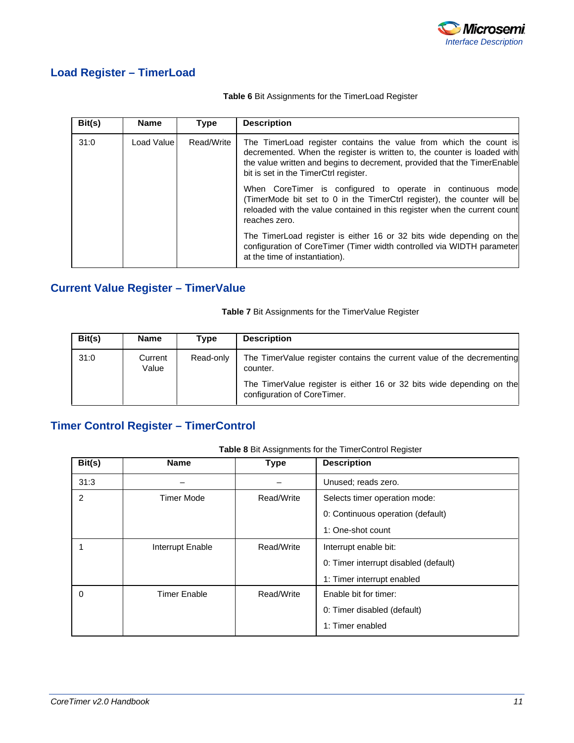## Load Register – TimerLoad

**Table 6** Bit Assignments for the TimerLoad Register

| Bit(s) | Name | Type | Description |
|---|---|---|---|
| 31:0 | Load Value | Read/Write | The TimerLoad register contains the value from which the count is decremented. When the register is written to, the counter is loaded with the value written and begins to decrement, provided that the TimerEnable bit is set in the TimerCtrl register. <br><br> When CoreTimer is configured to operate in continuous mode (TimerMode bit set to 0 in the TimerCtrl register), the counter will be reloaded with the value contained in this register when the current count reaches zero. <br><br> The TimerLoad register is either 16 or 32 bits wide depending on the configuration of CoreTimer (Timer width controlled via WIDTH parameter at the time of instantiation). |

## Current Value Register – TimerValue

**Table 7** Bit Assignments for the TimerValue Register

| Bit(s) | Name | Type | Description |
|---|---|---|---|
| 31:0 | Current Value | Read-only | The TimerValue register contains the current value of the decrementing counter. <br><br> The TimerValue register is either 16 or 32 bits wide depending on the configuration of CoreTimer. |

## Timer Control Register – TimerControl

**Table 8** Bit Assignments for the TimerControl Register

| Bit(s) | Name | Type | Description |
|---|---|---|---|
| 31:3 | – | – | Unused; reads zero. |
| 2 | Timer Mode | Read/Write | Selects timer operation mode: <br> 0: Continuous operation (default) <br> 1: One-shot count |
| 1 | Interrupt Enable | Read/Write | Interrupt enable bit: <br> 0: Timer interrupt disabled (default) <br> 1: Timer interrupt enabled |
| 0 | Timer Enable | Read/Write | Enable bit for timer: <br> 0: Timer disabled (default) <br> 1: Timer enabled |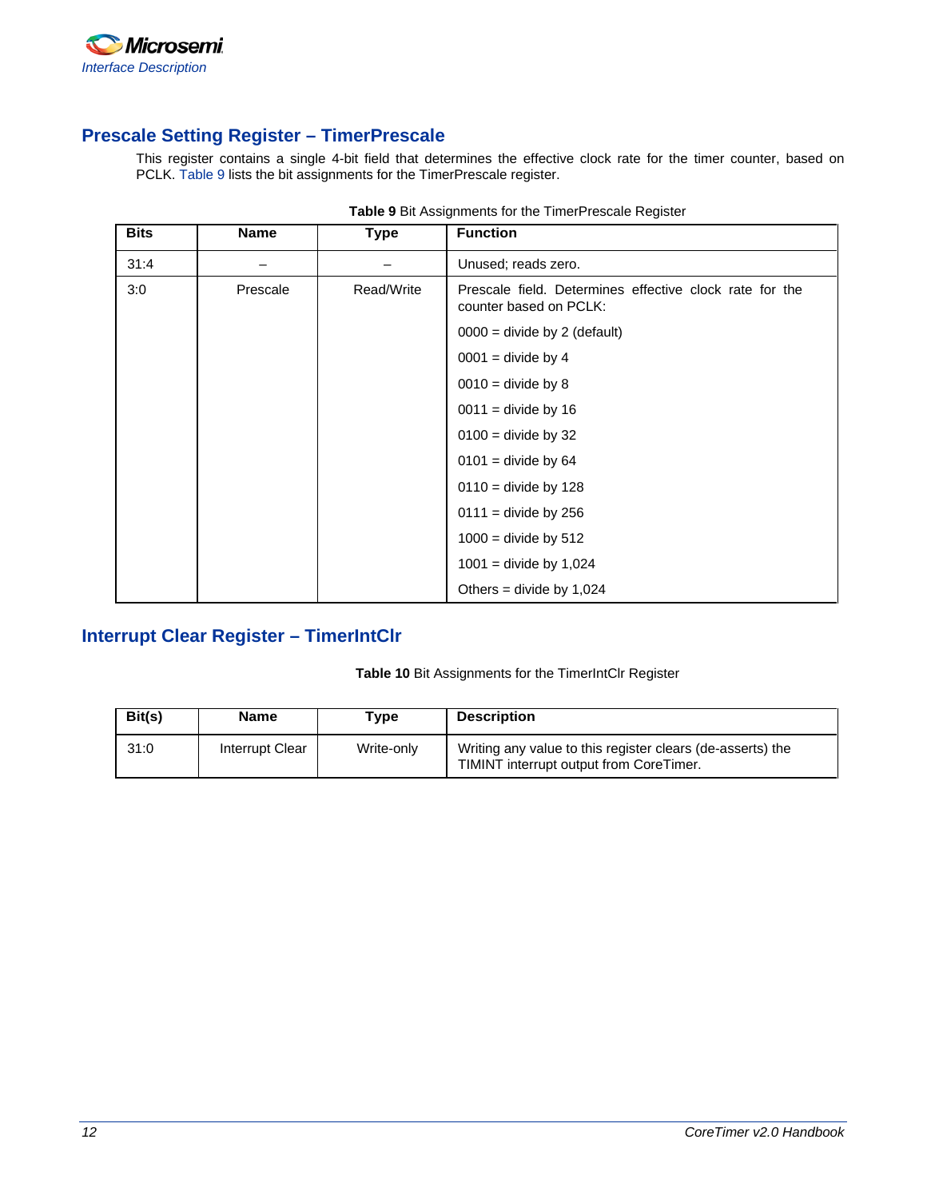## Prescale Setting Register – TimerPrescale

This register contains a single 4-bit field that determines the effective clock rate for the timer counter, based on PCLK. Table 9 lists the bit assignments for the TimerPrescale register.

**Table 9** Bit Assignments for the TimerPrescale Register

| Bits | Name | Type | Function |
|---|---|---|---|
| 31:4 | – | – | Unused; reads zero. |
| 3:0 | Prescale | Read/Write | Prescale field. Determines effective clock rate for the counter based on PCLK:<br>0000 = divide by 2 (default)<br>0001 = divide by 4<br>0010 = divide by 8<br>0011 = divide by 16<br>0100 = divide by 32<br>0101 = divide by 64<br>0110 = divide by 128<br>0111 = divide by 256<br>1000 = divide by 512<br>1001 = divide by 1,024<br>Others = divide by 1,024 |

## Interrupt Clear Register – TimerIntClr

**Table 10** Bit Assignments for the TimerIntClr Register

| Bit(s) | Name | Type | Description |
|---|---|---|---|
| 31:0 | Interrupt Clear | Write-only | Writing any value to this register clears (de-asserts) the TIMINT interrupt output from CoreTimer. |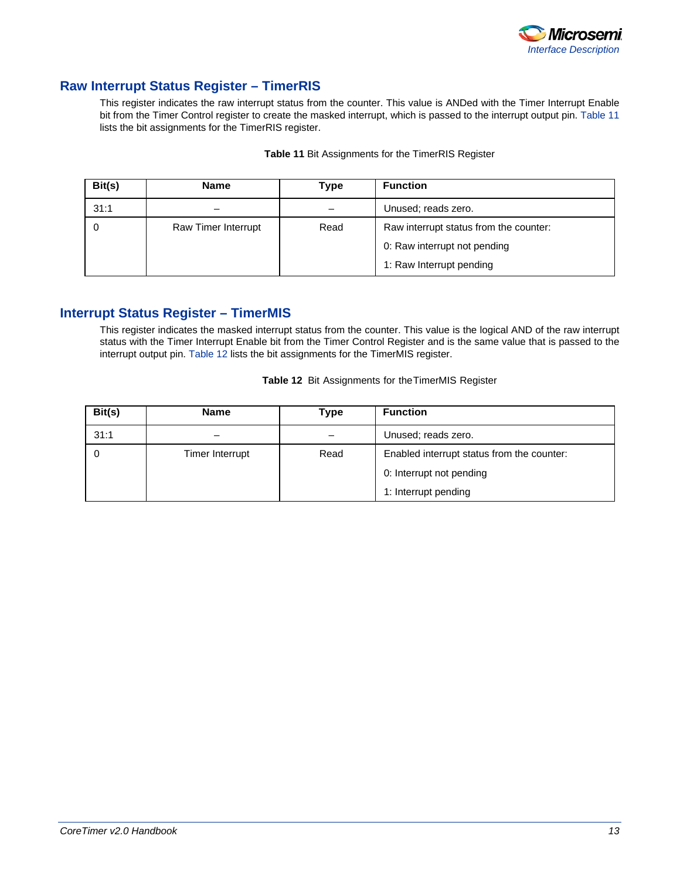## Raw Interrupt Status Register – TimerRIS

This register indicates the raw interrupt status from the counter. This value is ANDed with the Timer Interrupt Enable bit from the Timer Control register to create the masked interrupt, which is passed to the interrupt output pin. Table 11 lists the bit assignments for the TimerRIS register.

**Table 11** Bit Assignments for the TimerRIS Register

| Bit(s) | Name | Type | Function |
|---|---|---|---|
| 31:1 | – | – | Unused; reads zero. |
| 0 | Raw Timer Interrupt | Read | Raw interrupt status from the counter:<br>0: Raw interrupt not pending<br>1: Raw Interrupt pending |

## Interrupt Status Register – TimerMIS

This register indicates the masked interrupt status from the counter. This value is the logical AND of the raw interrupt status with the Timer Interrupt Enable bit from the Timer Control Register and is the same value that is passed to the interrupt output pin. Table 12 lists the bit assignments for the TimerMIS register.

**Table 12** Bit Assignments for theTimerMIS Register

| Bit(s) | Name | Type | Function |
|---|---|---|---|
| 31:1 | – | – | Unused; reads zero. |
| 0 | Timer Interrupt | Read | Enabled interrupt status from the counter:<br>0: Interrupt not pending<br>1: Interrupt pending |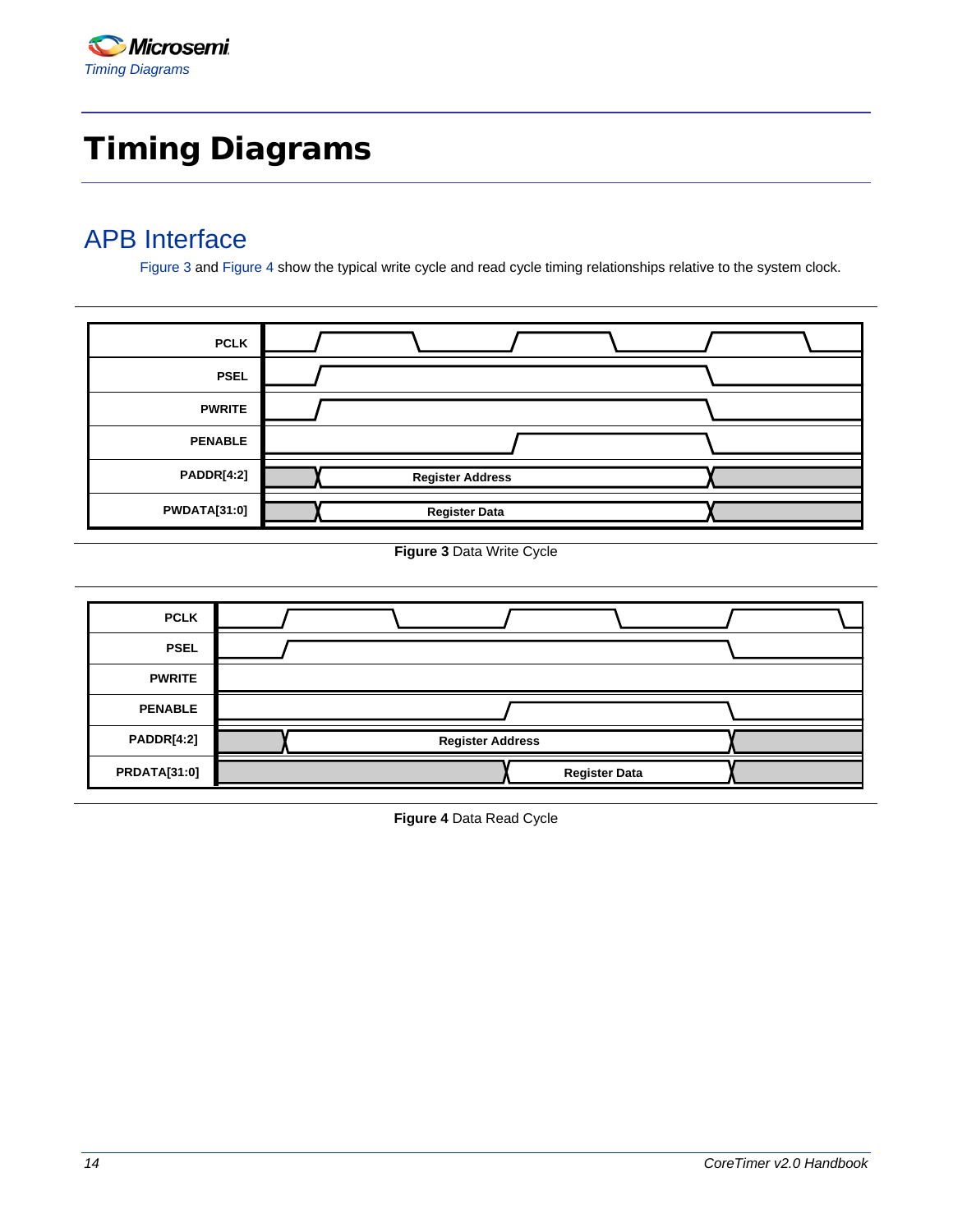# Timing Diagrams

## APB Interface

Figure 3 and Figure 4 show the typical write cycle and read cycle timing relationships relative to the system clock.

| PCLK |
|---|
| PSEL |
| PWRITE |
| PENABLE |
| PADDR[4:2] — Register Address |
| PWDATA[31:0] — Register Data |

**Figure 3** Data Write Cycle

| PCLK |
|---|
| PSEL |
| PWRITE |
| PENABLE |
| PADDR[4:2] — Register Address |
| PRDATA[31:0] — Register Data |

**Figure 4** Data Read Cycle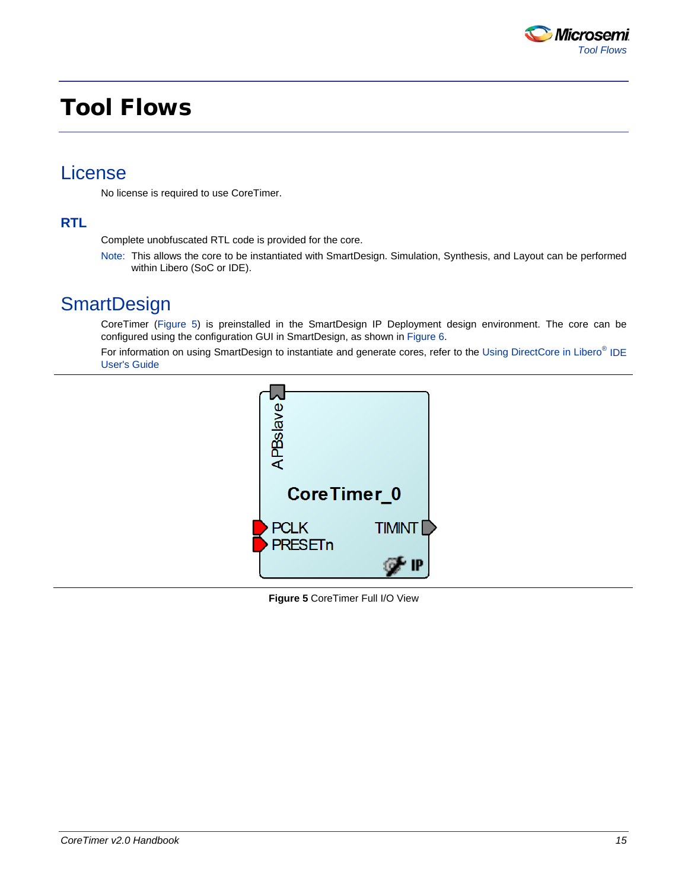# Tool Flows

## License

No license is required to use CoreTimer.

### RTL

Complete unobfuscated RTL code is provided for the core.

Note: This allows the core to be instantiated with SmartDesign. Simulation, Synthesis, and Layout can be performed within Libero (SoC or IDE).

## SmartDesign

CoreTimer (Figure 5) is preinstalled in the SmartDesign IP Deployment design environment. The core can be configured using the configuration GUI in SmartDesign, as shown in Figure 6.

For information on using SmartDesign to instantiate and generate cores, refer to the Using DirectCore in Libero® IDE User's Guide

**Figure 5** CoreTimer Full I/O View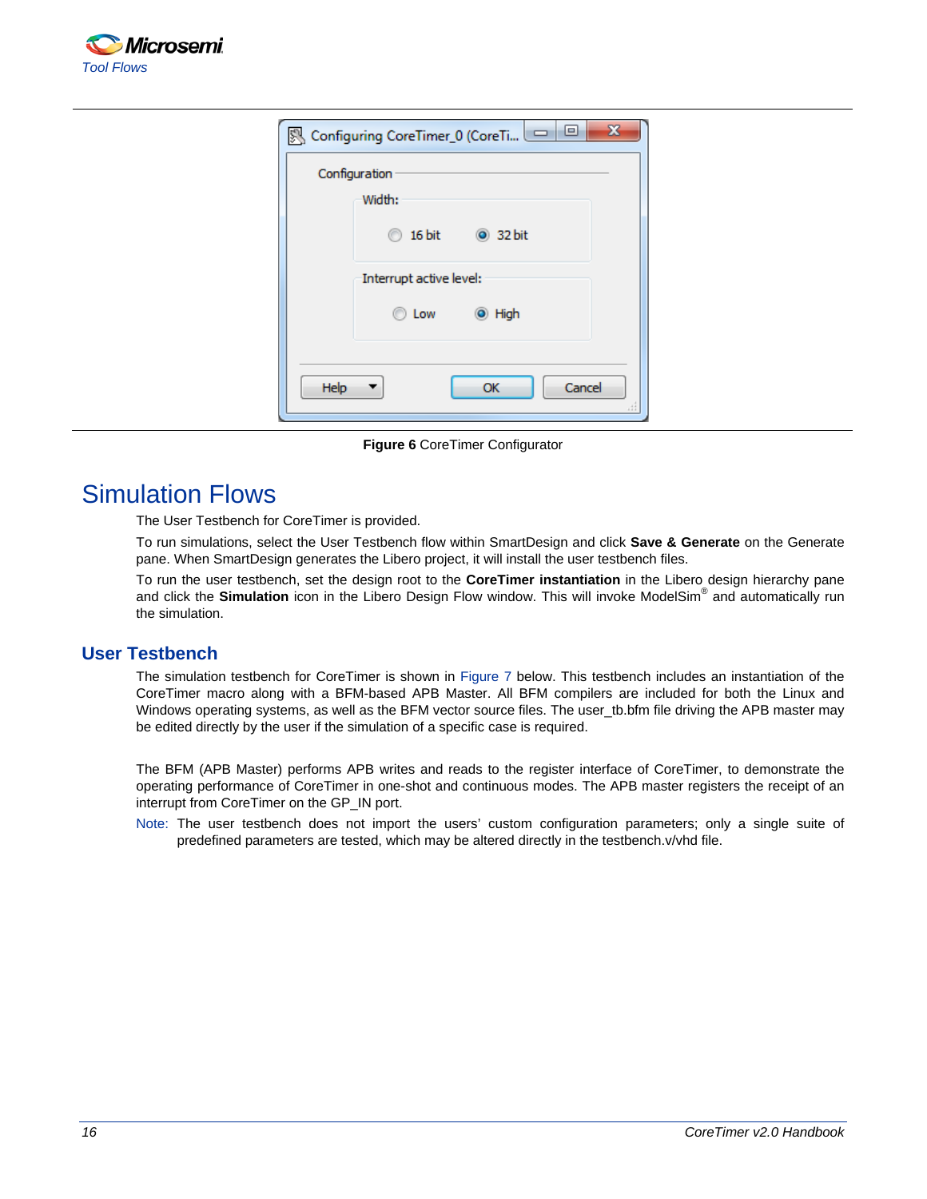Figure 6 CoreTimer Configurator

# Simulation Flows

The User Testbench for CoreTimer is provided.

To run simulations, select the User Testbench flow within SmartDesign and click **Save & Generate** on the Generate pane. When SmartDesign generates the Libero project, it will install the user testbench files.

To run the user testbench, set the design root to the **CoreTimer instantiation** in the Libero design hierarchy pane and click the **Simulation** icon in the Libero Design Flow window. This will invoke ModelSim® and automatically run the simulation.

## User Testbench

The simulation testbench for CoreTimer is shown in Figure 7 below. This testbench includes an instantiation of the CoreTimer macro along with a BFM-based APB Master. All BFM compilers are included for both the Linux and Windows operating systems, as well as the BFM vector source files. The user_tb.bfm file driving the APB master may be edited directly by the user if the simulation of a specific case is required.

The BFM (APB Master) performs APB writes and reads to the register interface of CoreTimer, to demonstrate the operating performance of CoreTimer in one-shot and continuous modes. The APB master registers the receipt of an interrupt from CoreTimer on the GP_IN port.

Note: The user testbench does not import the users' custom configuration parameters; only a single suite of predefined parameters are tested, which may be altered directly in the testbench.v/vhd file.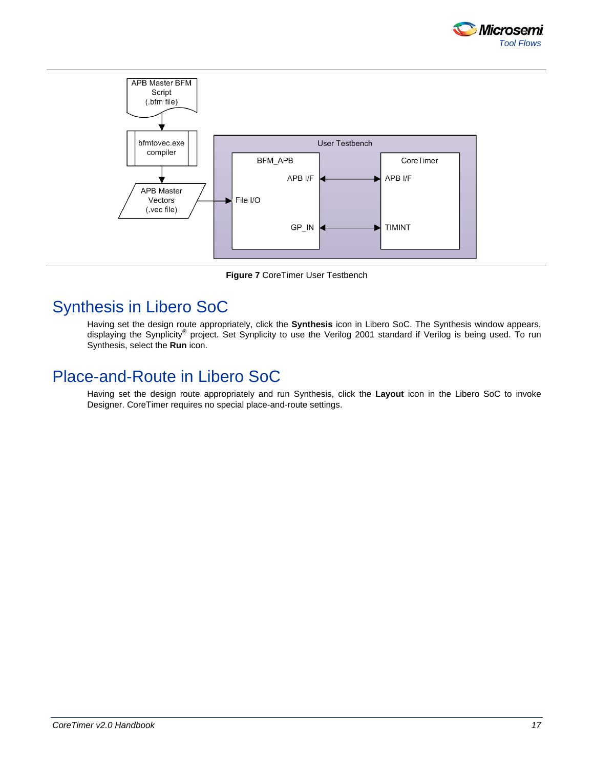Figure 7 CoreTimer User Testbench

## Synthesis in Libero SoC

Having set the design route appropriately, click the **Synthesis** icon in Libero SoC. The Synthesis window appears, displaying the Synplicity® project. Set Synplicity to use the Verilog 2001 standard if Verilog is being used. To run Synthesis, select the **Run** icon.

## Place-and-Route in Libero SoC

Having set the design route appropriately and run Synthesis, click the **Layout** icon in the Libero SoC to invoke Designer. CoreTimer requires no special place-and-route settings.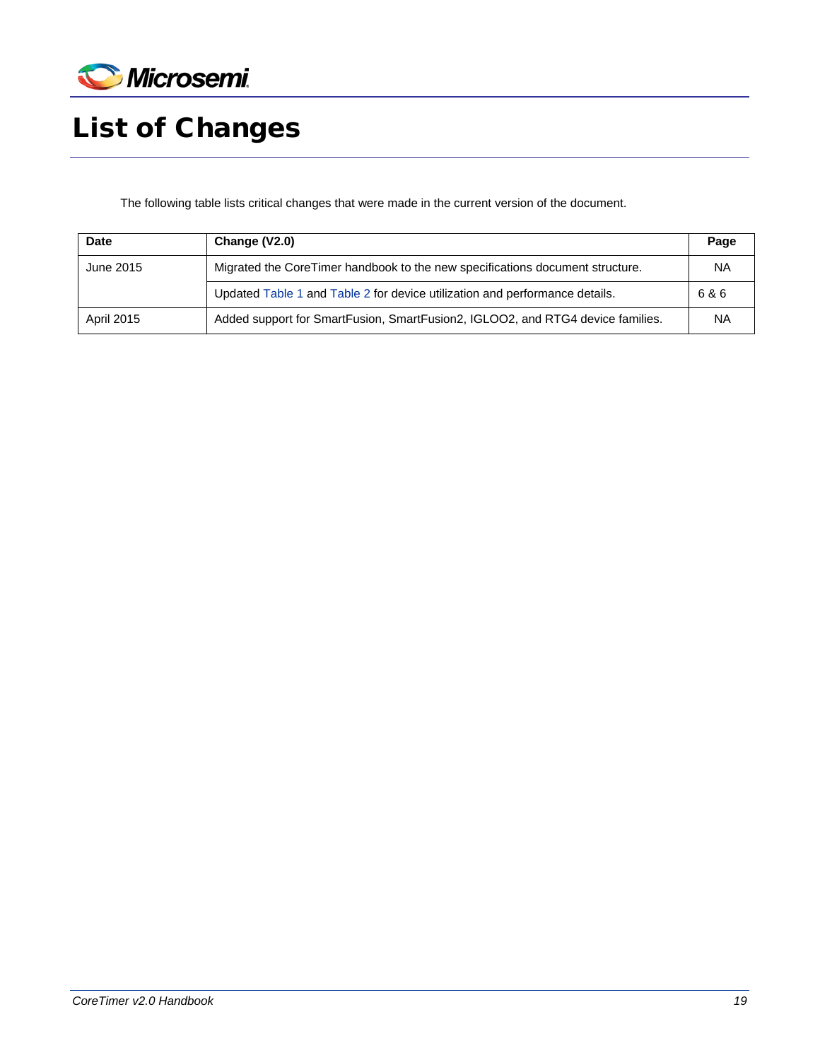# List of Changes

The following table lists critical changes that were made in the current version of the document.

| Date | Change (V2.0) | Page |
| --- | --- | --- |
| June 2015 | Migrated the CoreTimer handbook to the new specifications document structure. | NA |
| | Updated Table 1 and Table 2 for device utilization and performance details. | 6 & 6 |
| April 2015 | Added support for SmartFusion, SmartFusion2, IGLOO2, and RTG4 device families. | NA |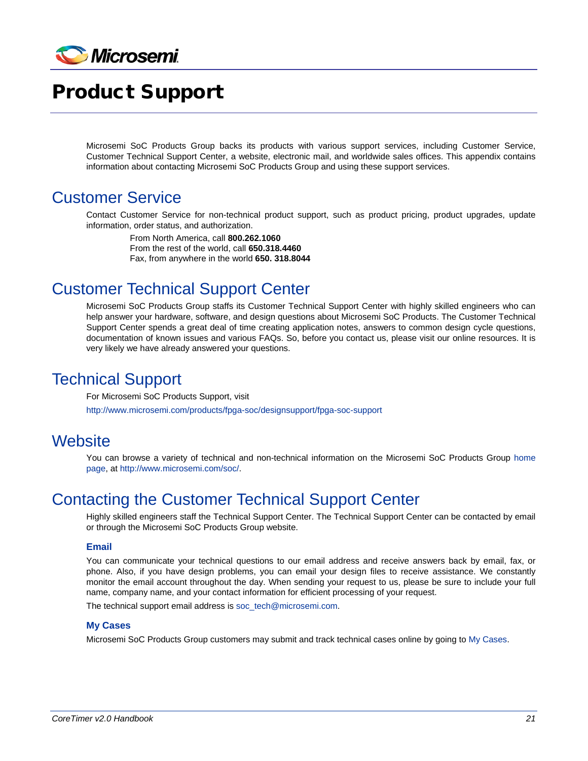# Product Support

Microsemi SoC Products Group backs its products with various support services, including Customer Service, Customer Technical Support Center, a website, electronic mail, and worldwide sales offices. This appendix contains information about contacting Microsemi SoC Products Group and using these support services.

## Customer Service

Contact Customer Service for non-technical product support, such as product pricing, product upgrades, update information, order status, and authorization.

From North America, call **800.262.1060**
From the rest of the world, call **650.318.4460**
Fax, from anywhere in the world **650. 318.8044**

## Customer Technical Support Center

Microsemi SoC Products Group staffs its Customer Technical Support Center with highly skilled engineers who can help answer your hardware, software, and design questions about Microsemi SoC Products. The Customer Technical Support Center spends a great deal of time creating application notes, answers to common design cycle questions, documentation of known issues and various FAQs. So, before you contact us, please visit our online resources. It is very likely we have already answered your questions.

## Technical Support

For Microsemi SoC Products Support, visit

http://www.microsemi.com/products/fpga-soc/designsupport/fpga-soc-support

## Website

You can browse a variety of technical and non-technical information on the Microsemi SoC Products Group home page, at http://www.microsemi.com/soc/.

## Contacting the Customer Technical Support Center

Highly skilled engineers staff the Technical Support Center. The Technical Support Center can be contacted by email or through the Microsemi SoC Products Group website.

### Email

You can communicate your technical questions to our email address and receive answers back by email, fax, or phone. Also, if you have design problems, you can email your design files to receive assistance. We constantly monitor the email account throughout the day. When sending your request to us, please be sure to include your full name, company name, and your contact information for efficient processing of your request.

The technical support email address is soc_tech@microsemi.com.

### My Cases

Microsemi SoC Products Group customers may submit and track technical cases online by going to My Cases.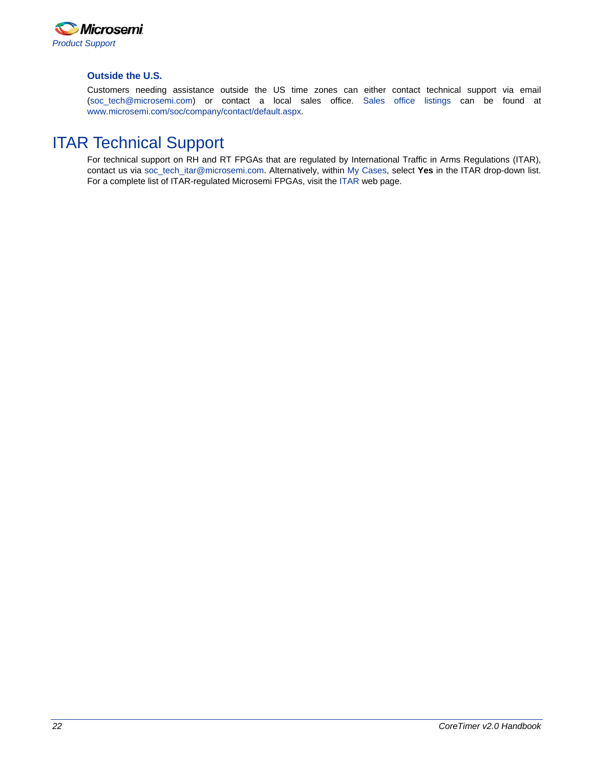### Outside the U.S.

Customers needing assistance outside the US time zones can either contact technical support via email (soc_tech@microsemi.com) or contact a local sales office. Sales office listings can be found at www.microsemi.com/soc/company/contact/default.aspx.

## ITAR Technical Support

For technical support on RH and RT FPGAs that are regulated by International Traffic in Arms Regulations (ITAR), contact us via soc_tech_itar@microsemi.com. Alternatively, within My Cases, select **Yes** in the ITAR drop-down list. For a complete list of ITAR-regulated Microsemi FPGAs, visit the ITAR web page.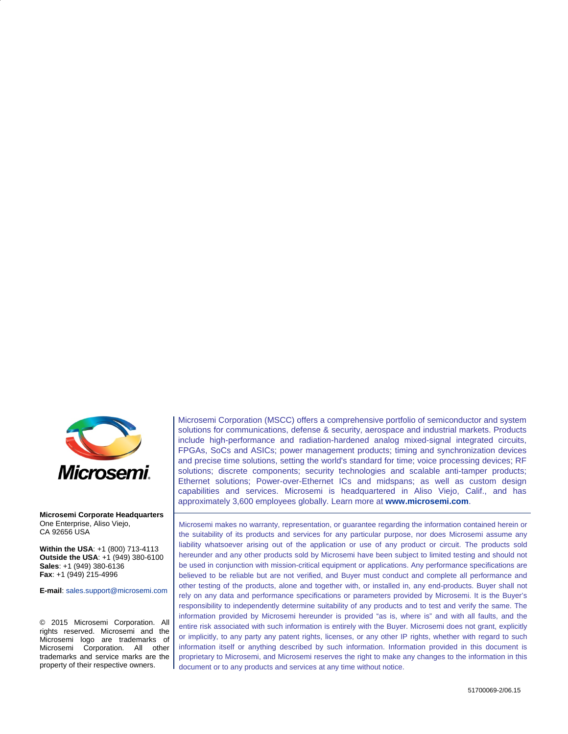**Microsemi Corporate Headquarters**
One Enterprise, Aliso Viejo,
CA 92656 USA

**Within the USA**: +1 (800) 713-4113
**Outside the USA**: +1 (949) 380-6100
**Sales**: +1 (949) 380-6136
**Fax**: +1 (949) 215-4996

**E-mail**: sales.support@microsemi.com

© 2015 Microsemi Corporation. All rights reserved. Microsemi and the Microsemi logo are trademarks of Microsemi Corporation. All other trademarks and service marks are the property of their respective owners.

Microsemi Corporation (MSCC) offers a comprehensive portfolio of semiconductor and system solutions for communications, defense & security, aerospace and industrial markets. Products include high-performance and radiation-hardened analog mixed-signal integrated circuits, FPGAs, SoCs and ASICs; power management products; timing and synchronization devices and precise time solutions, setting the world's standard for time; voice processing devices; RF solutions; discrete components; security technologies and scalable anti-tamper products; Ethernet solutions; Power-over-Ethernet ICs and midspans; as well as custom design capabilities and services. Microsemi is headquartered in Aliso Viejo, Calif., and has approximately 3,600 employees globally. Learn more at **www.microsemi.com**.

Microsemi makes no warranty, representation, or guarantee regarding the information contained herein or the suitability of its products and services for any particular purpose, nor does Microsemi assume any liability whatsoever arising out of the application or use of any product or circuit. The products sold hereunder and any other products sold by Microsemi have been subject to limited testing and should not be used in conjunction with mission-critical equipment or applications. Any performance specifications are believed to be reliable but are not verified, and Buyer must conduct and complete all performance and other testing of the products, alone and together with, or installed in, any end-products. Buyer shall not rely on any data and performance specifications or parameters provided by Microsemi. It is the Buyer's responsibility to independently determine suitability of any products and to test and verify the same. The information provided by Microsemi hereunder is provided "as is, where is" and with all faults, and the entire risk associated with such information is entirely with the Buyer. Microsemi does not grant, explicitly or implicitly, to any party any patent rights, licenses, or any other IP rights, whether with regard to such information itself or anything described by such information. Information provided in this document is proprietary to Microsemi, and Microsemi reserves the right to make any changes to the information in this document or to any products and services at any time without notice.

51700069-2/06.15